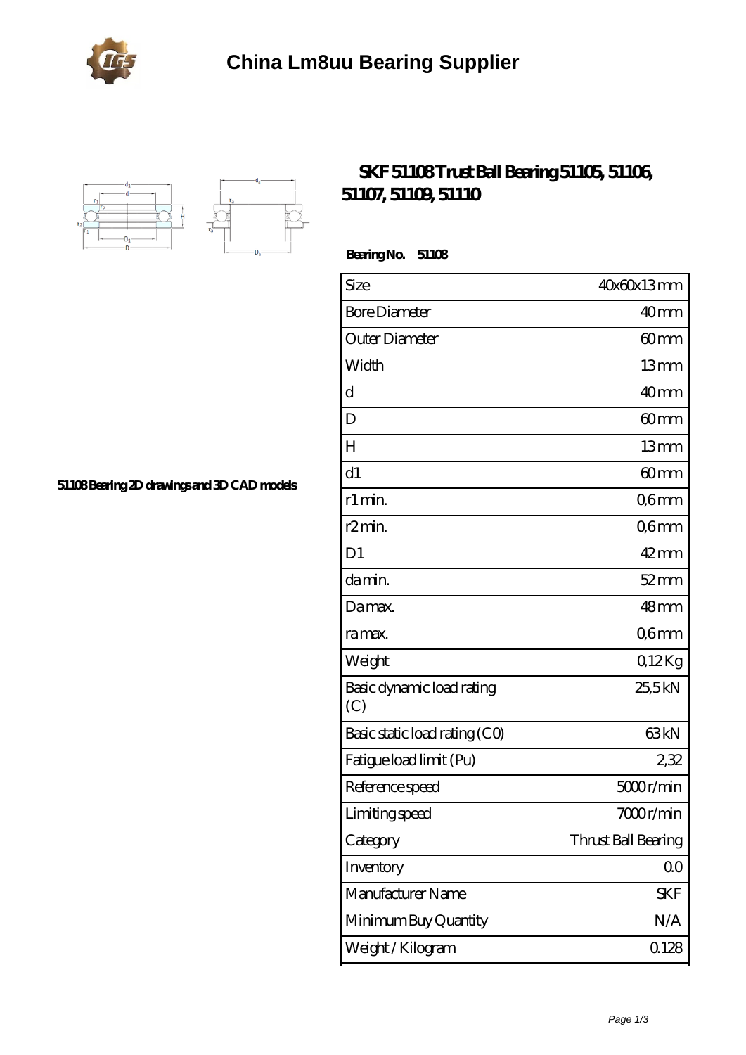# China Lm8uu Bearing Supplier

## SKF 51108 Trust Ball Bearing 51105, 51106, 51107, 51109, 51110

51108 Bearing 2D drawings and 3D CAD models

**Bearing No. 51108**

| Size | 40x60x13 mm |
|---|---|
| Bore Diameter | 40 mm |
| Outer Diameter | 60 mm |
| Width | 13 mm |
| d | 40 mm |
| D | 60 mm |
| H | 13 mm |
| d1 | 60 mm |
| r1 min. | 0,6 mm |
| r2 min. | 0,6 mm |
| D1 | 42 mm |
| da min. | 52 mm |
| Da max. | 48 mm |
| ra max. | 0,6 mm |
| Weight | 0,12 Kg |
| Basic dynamic load rating (C) | 25,5 kN |
| Basic static load rating (C0) | 63 kN |
| Fatigue load limit (Pu) | 2,32 |
| Reference speed | 5000 r/min |
| Limiting speed | 7000 r/min |
| Category | Thrust Ball Bearing |
| Inventory | 0.0 |
| Manufacturer Name | SKF |
| Minimum Buy Quantity | N/A |
| Weight / Kilogram | 0.128 |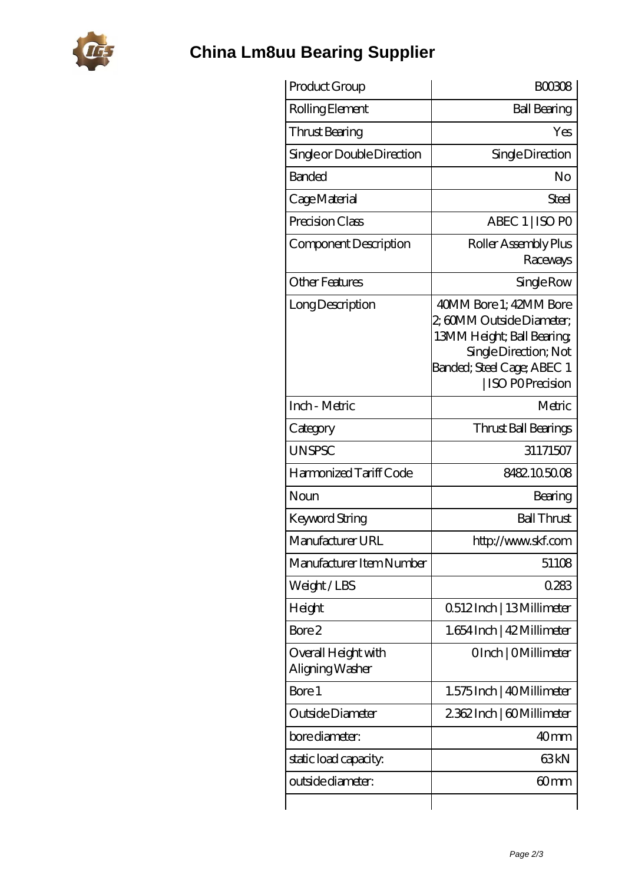# China Lm8uu Bearing Supplier

| Product Group | B00308 |
|---|---|
| Rolling Element | Ball Bearing |
| Thrust Bearing | Yes |
| Single or Double Direction | Single Direction |
| Banded | No |
| Cage Material | Steel |
| Precision Class | ABEC 1 \| ISO P0 |
| Component Description | Roller Assembly Plus Raceways |
| Other Features | Single Row |
| Long Description | 40MM Bore 1; 42MM Bore 2; 60MM Outside Diameter; 13MM Height; Ball Bearing; Single Direction; Not Banded; Steel Cage; ABEC 1 \| ISO P0 Precision |
| Inch - Metric | Metric |
| Category | Thrust Ball Bearings |
| UNSPSC | 31171507 |
| Harmonized Tariff Code | 8482.10.50.08 |
| Noun | Bearing |
| Keyword String | Ball Thrust |
| Manufacturer URL | http://www.skf.com |
| Manufacturer Item Number | 51108 |
| Weight / LBS | 0.283 |
| Height | 0.512 Inch \| 13 Millimeter |
| Bore 2 | 1.654 Inch \| 42 Millimeter |
| Overall Height with Aligning Washer | 0 Inch \| 0 Millimeter |
| Bore 1 | 1.575 Inch \| 40 Millimeter |
| Outside Diameter | 2.362 Inch \| 60 Millimeter |
| bore diameter: | 40 mm |
| static load capacity: | 63 kN |
| outside diameter: | 60 mm |
| | |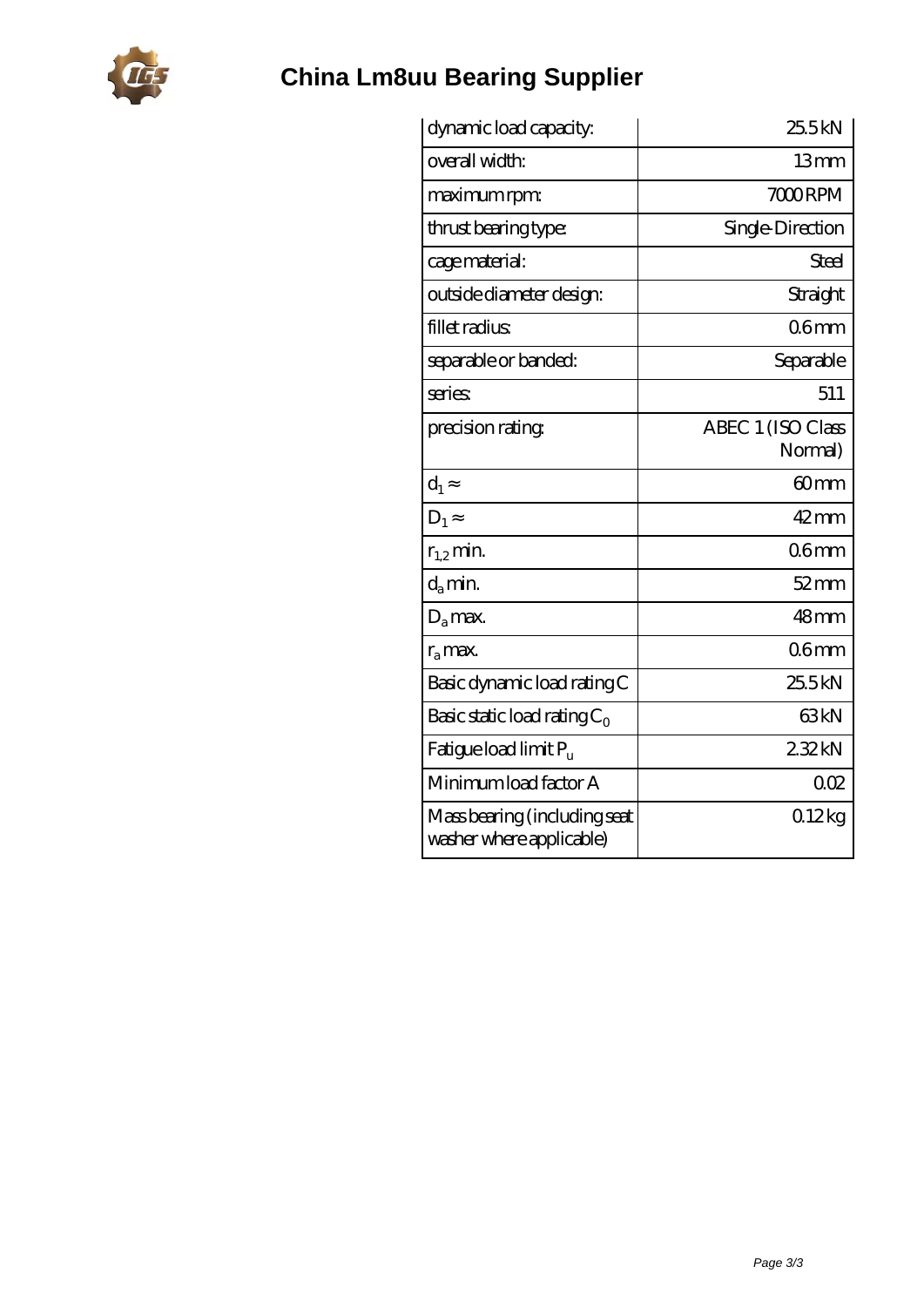# China Lm8uu Bearing Supplier

| | |
|---|---|
| dynamic load capacity: | 25.5 kN |
| overall width: | 13 mm |
| maximum rpm: | 7000 RPM |
| thrust bearing type: | Single-Direction |
| cage material: | Steel |
| outside diameter design: | Straight |
| fillet radius: | 0.6 mm |
| separable or banded: | Separable |
| series: | 511 |
| precision rating: | ABEC 1 (ISO Class Normal) |
| $d_1$ ≈ | 60 mm |
| $D_1$ ≈ | 42 mm |
| $r_{1,2}$ min. | 0.6 mm |
| $d_a$ min. | 52 mm |
| $D_a$ max. | 48 mm |
| $r_a$ max. | 0.6 mm |
| Basic dynamic load rating C | 25.5 kN |
| Basic static load rating $C_0$ | 63 kN |
| Fatigue load limit $P_u$ | 2.32 kN |
| Minimum load factor A | 0.02 |
| Mass bearing (including seat washer where applicable) | 0.12 kg |